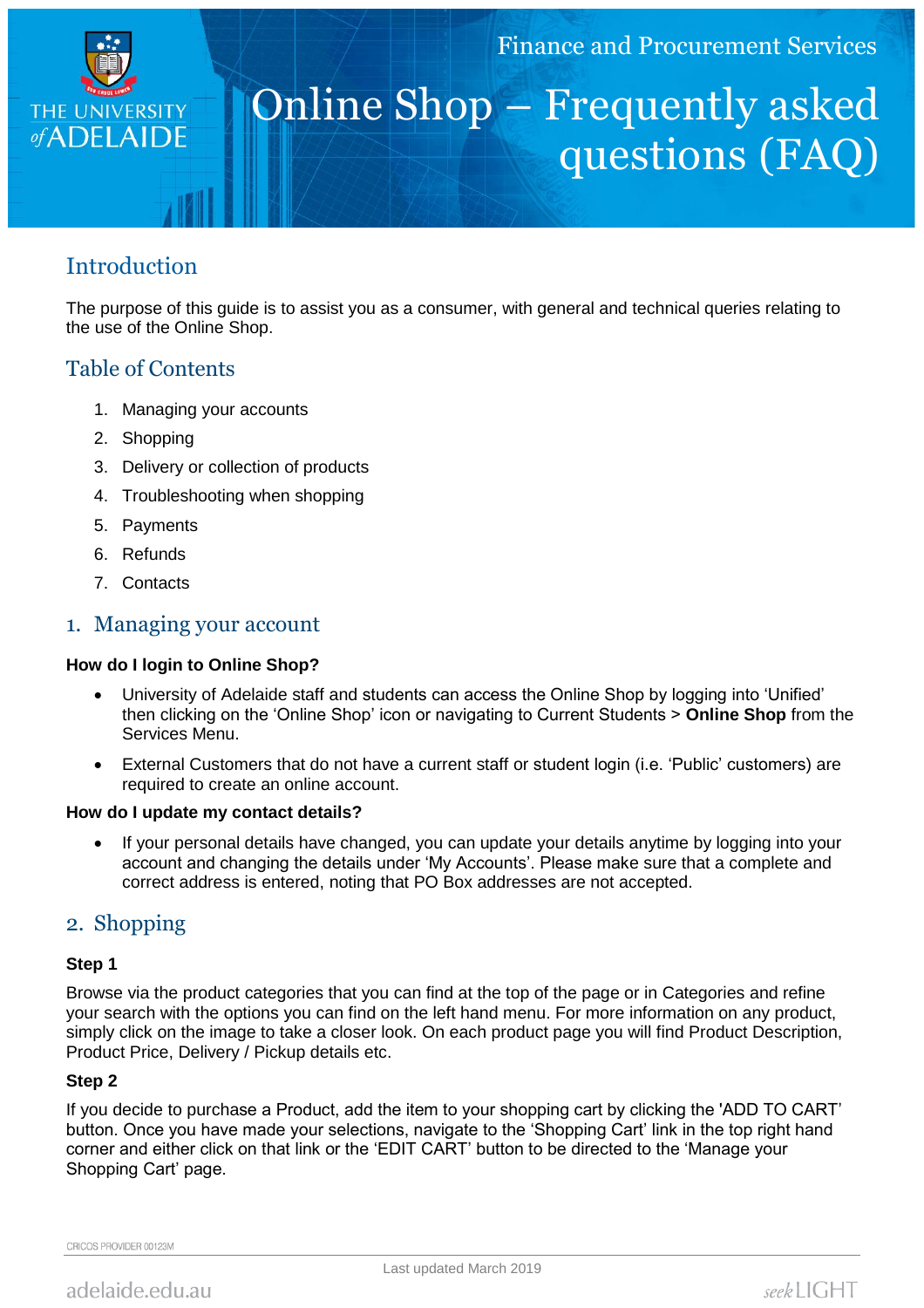Finance and Procurement Services

# Online Shop – Frequently asked questions (FAQ)

## Introduction

The purpose of this guide is to assist you as a consumer, with general and technical queries relating to the use of the Online Shop.

## Table of Contents

1. Managing your accounts
2. Shopping
3. Delivery or collection of products
4. Troubleshooting when shopping
5. Payments
6. Refunds
7. Contacts

## 1. Managing your account

**How do I login to Online Shop?**

- University of Adelaide staff and students can access the Online Shop by logging into 'Unified' then clicking on the 'Online Shop' icon or navigating to Current Students > **Online Shop** from the Services Menu.
- External Customers that do not have a current staff or student login (i.e. 'Public' customers) are required to create an online account.

**How do I update my contact details?**

- If your personal details have changed, you can update your details anytime by logging into your account and changing the details under 'My Accounts'. Please make sure that a complete and correct address is entered, noting that PO Box addresses are not accepted.

## 2. Shopping

**Step 1**

Browse via the product categories that you can find at the top of the page or in Categories and refine your search with the options you can find on the left hand menu. For more information on any product, simply click on the image to take a closer look. On each product page you will find Product Description, Product Price, Delivery / Pickup details etc.

**Step 2**

If you decide to purchase a Product, add the item to your shopping cart by clicking the 'ADD TO CART' button. Once you have made your selections, navigate to the 'Shopping Cart' link in the top right hand corner and either click on that link or the 'EDIT CART' button to be directed to the 'Manage your Shopping Cart' page.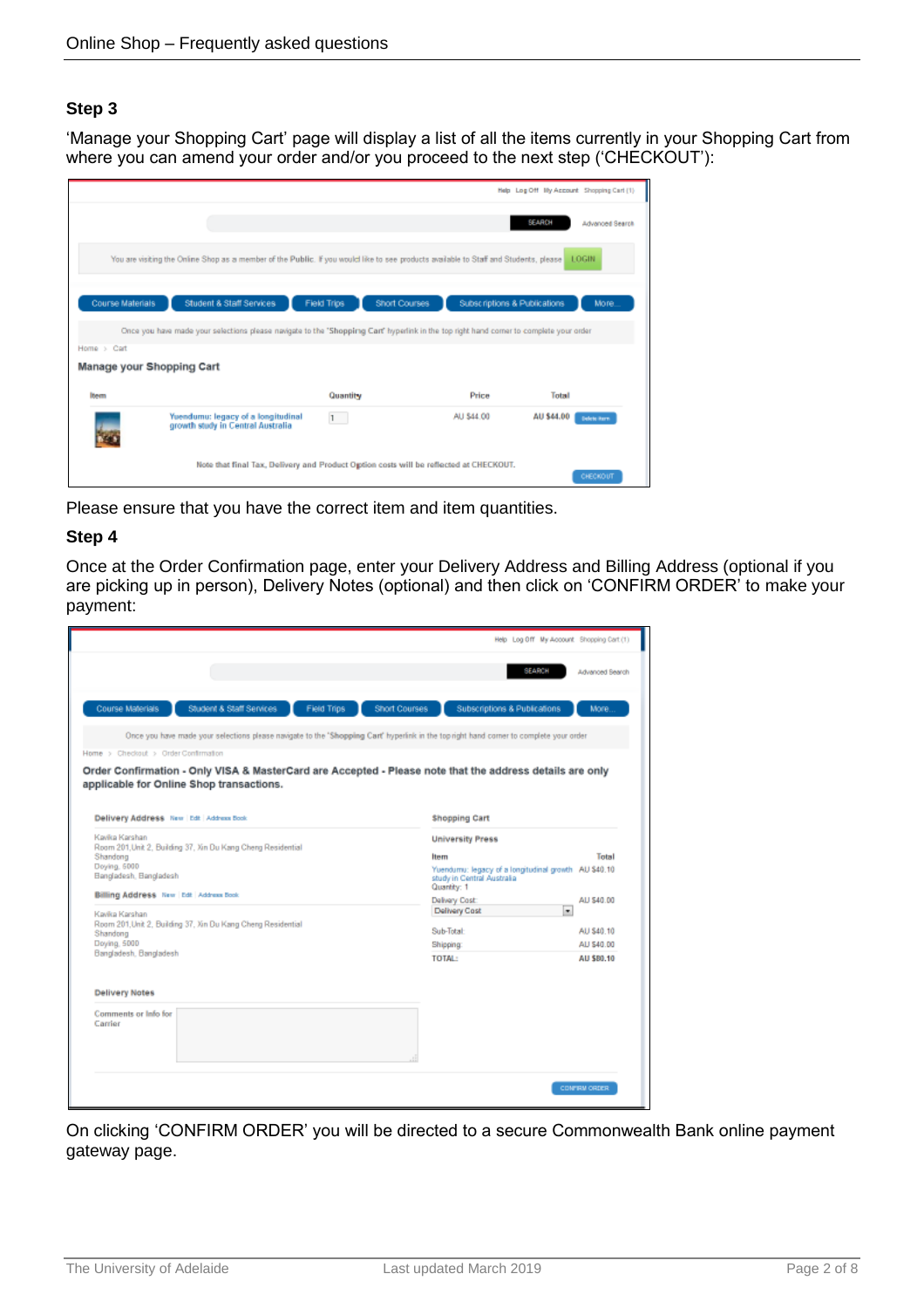### Step 3

'Manage your Shopping Cart' page will display a list of all the items currently in your Shopping Cart from where you can amend your order and/or you proceed to the next step ('CHECKOUT'):

Please ensure that you have the correct item and item quantities.

### Step 4

Once at the Order Confirmation page, enter your Delivery Address and Billing Address (optional if you are picking up in person), Delivery Notes (optional) and then click on 'CONFIRM ORDER' to make your payment:

On clicking 'CONFIRM ORDER' you will be directed to a secure Commonwealth Bank online payment gateway page.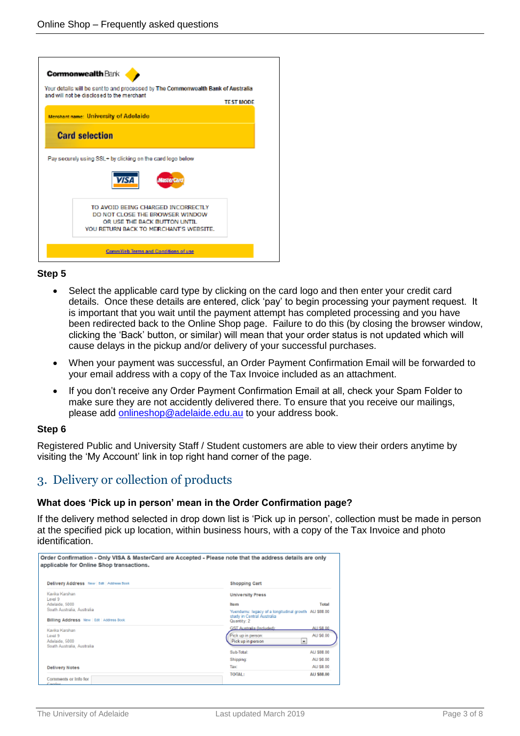**Step 5**

- Select the applicable card type by clicking on the card logo and then enter your credit card details. Once these details are entered, click 'pay' to begin processing your payment request. It is important that you wait until the payment attempt has completed processing and you have been redirected back to the Online Shop page. Failure to do this (by closing the browser window, clicking the 'Back' button, or similar) will mean that your order status is not updated which will cause delays in the pickup and/or delivery of your successful purchases.
- When your payment was successful, an Order Payment Confirmation Email will be forwarded to your email address with a copy of the Tax Invoice included as an attachment.
- If you don't receive any Order Payment Confirmation Email at all, check your Spam Folder to make sure they are not accidently delivered there. To ensure that you receive our mailings, please add onlineshop@adelaide.edu.au to your address book.

**Step 6**

Registered Public and University Staff / Student customers are able to view their orders anytime by visiting the 'My Account' link in top right hand corner of the page.

## 3. Delivery or collection of products

**What does 'Pick up in person' mean in the Order Confirmation page?**

If the delivery method selected in drop down list is 'Pick up in person', collection must be made in person at the specified pick up location, within business hours, with a copy of the Tax Invoice and photo identification.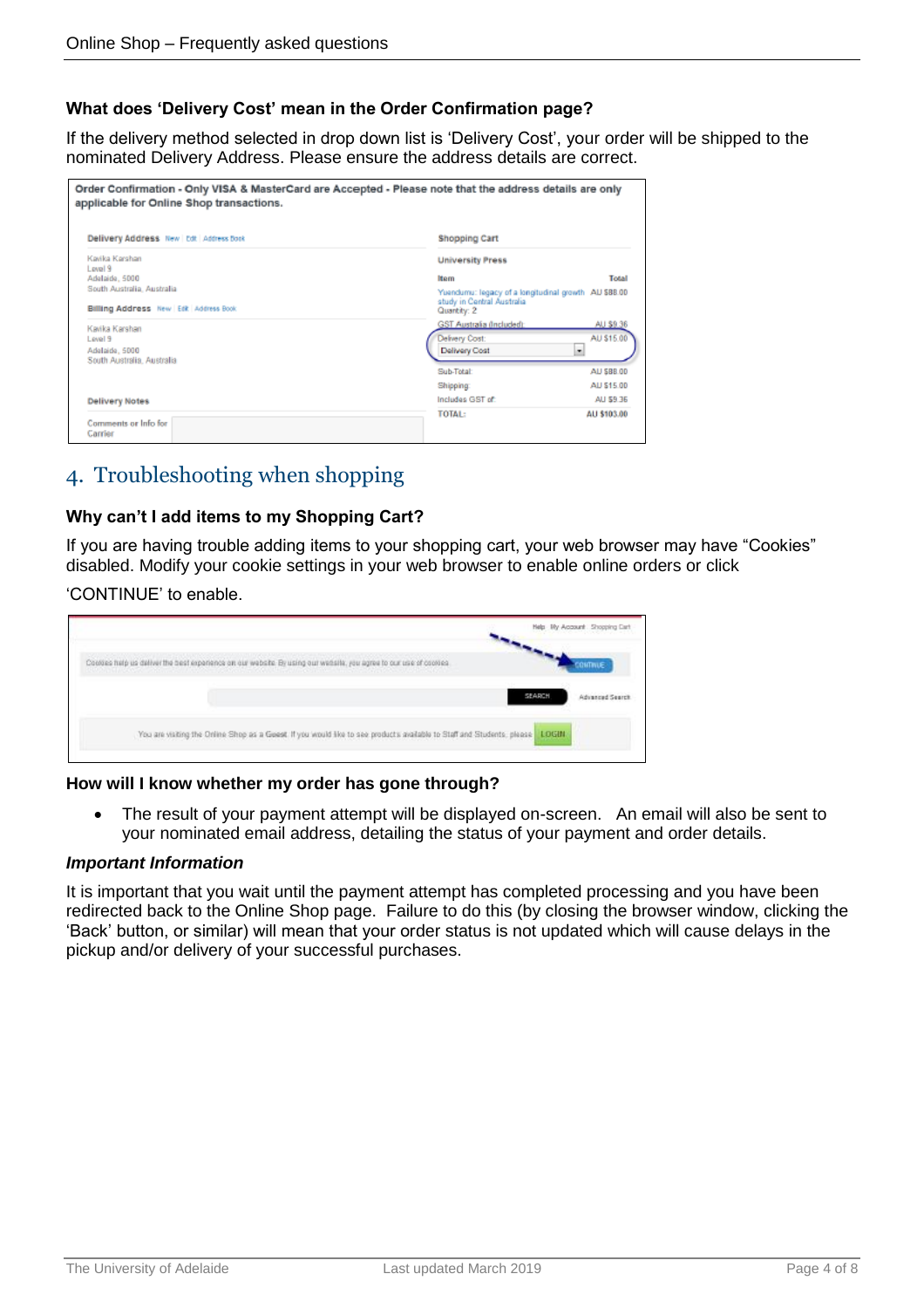### What does 'Delivery Cost' mean in the Order Confirmation page?

If the delivery method selected in drop down list is 'Delivery Cost', your order will be shipped to the nominated Delivery Address. Please ensure the address details are correct.

## 4. Troubleshooting when shopping

### Why can't I add items to my Shopping Cart?

If you are having trouble adding items to your shopping cart, your web browser may have "Cookies" disabled. Modify your cookie settings in your web browser to enable online orders or click

'CONTINUE' to enable.

### How will I know whether my order has gone through?

- The result of your payment attempt will be displayed on-screen. An email will also be sent to your nominated email address, detailing the status of your payment and order details.

***Important Information***

It is important that you wait until the payment attempt has completed processing and you have been redirected back to the Online Shop page. Failure to do this (by closing the browser window, clicking the 'Back' button, or similar) will mean that your order status is not updated which will cause delays in the pickup and/or delivery of your successful purchases.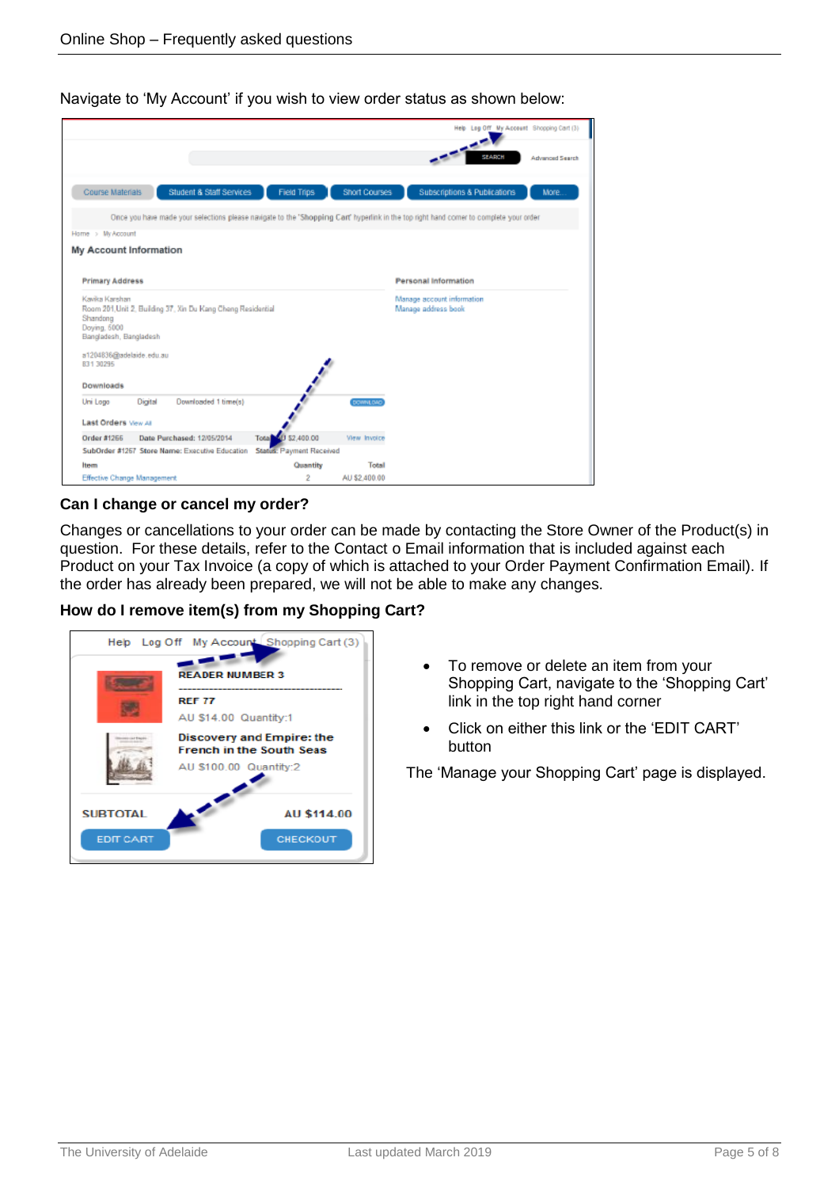Navigate to ‘My Account’ if you wish to view order status as shown below:

**Can I change or cancel my order?**

Changes or cancellations to your order can be made by contacting the Store Owner of the Product(s) in question. For these details, refer to the Contact o Email information that is included against each Product on your Tax Invoice (a copy of which is attached to your Order Payment Confirmation Email). If the order has already been prepared, we will not be able to make any changes.

**How do I remove item(s) from my Shopping Cart?**

- To remove or delete an item from your Shopping Cart, navigate to the ‘Shopping Cart’ link in the top right hand corner
- Click on either this link or the ‘EDIT CART’ button

The ‘Manage your Shopping Cart’ page is displayed.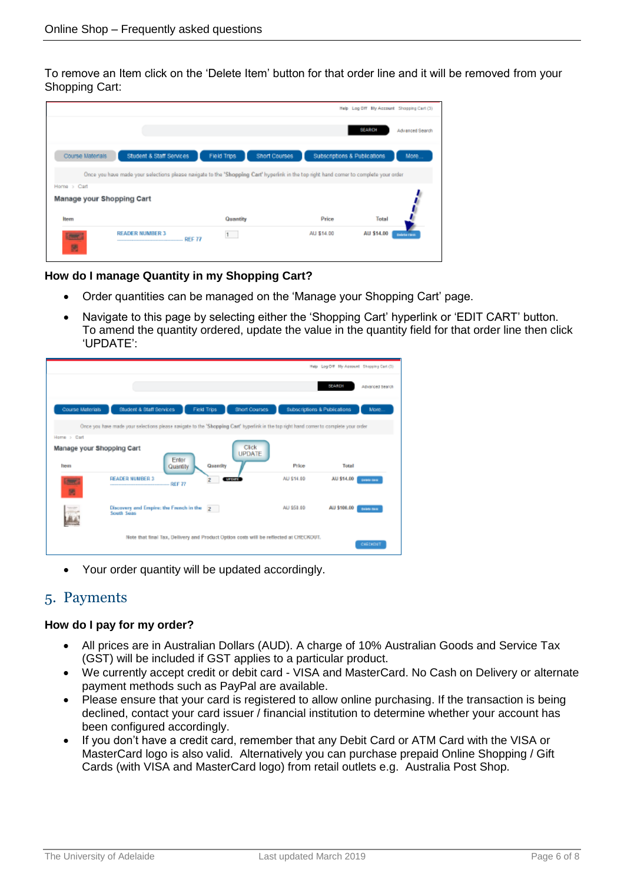To remove an Item click on the 'Delete Item' button for that order line and it will be removed from your Shopping Cart:

**How do I manage Quantity in my Shopping Cart?**

- Order quantities can be managed on the 'Manage your Shopping Cart' page.
- Navigate to this page by selecting either the 'Shopping Cart' hyperlink or 'EDIT CART' button. To amend the quantity ordered, update the value in the quantity field for that order line then click 'UPDATE':

- Your order quantity will be updated accordingly.

## 5. Payments

**How do I pay for my order?**

- All prices are in Australian Dollars (AUD). A charge of 10% Australian Goods and Service Tax (GST) will be included if GST applies to a particular product.
- We currently accept credit or debit card - VISA and MasterCard. No Cash on Delivery or alternate payment methods such as PayPal are available.
- Please ensure that your card is registered to allow online purchasing. If the transaction is being declined, contact your card issuer / financial institution to determine whether your account has been configured accordingly.
- If you don't have a credit card, remember that any Debit Card or ATM Card with the VISA or MasterCard logo is also valid. Alternatively you can purchase prepaid Online Shopping / Gift Cards (with VISA and MasterCard logo) from retail outlets e.g. Australia Post Shop.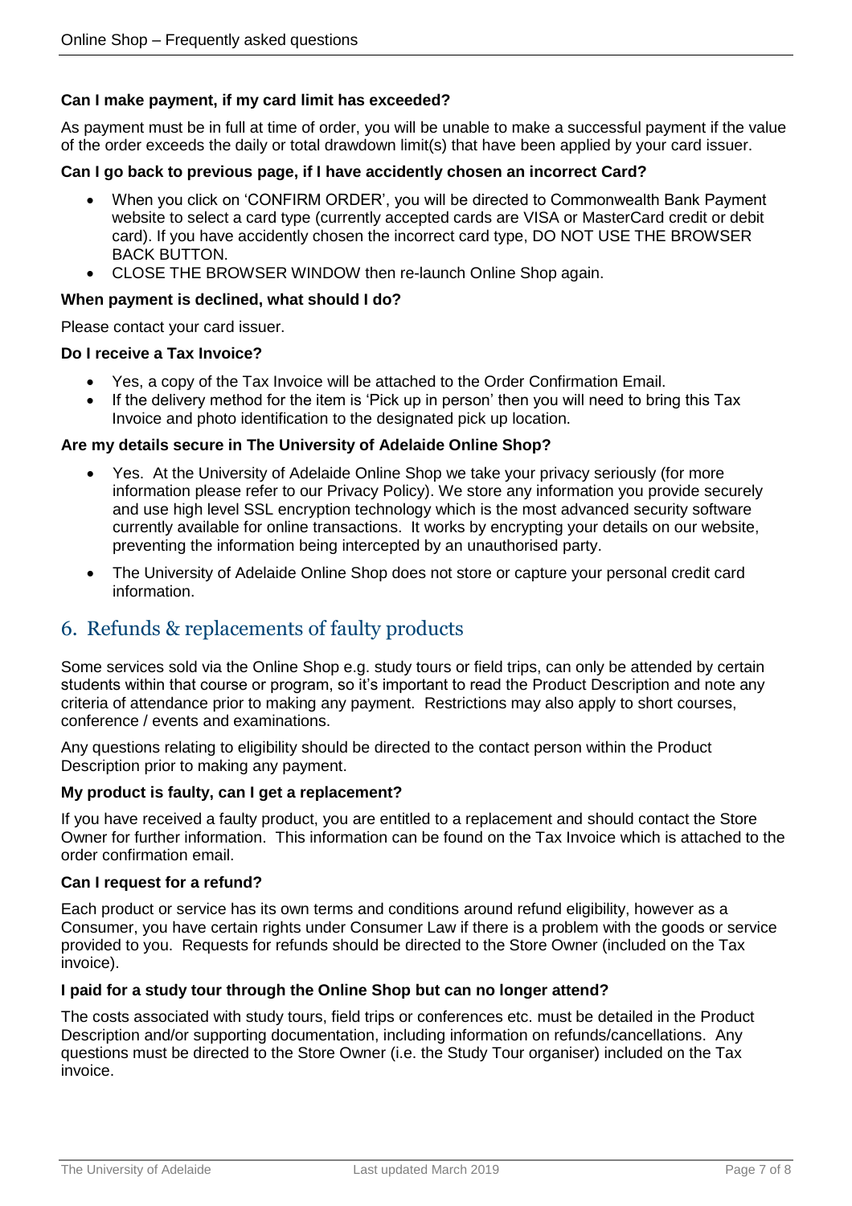**Can I make payment, if my card limit has exceeded?**

As payment must be in full at time of order, you will be unable to make a successful payment if the value of the order exceeds the daily or total drawdown limit(s) that have been applied by your card issuer.

**Can I go back to previous page, if I have accidently chosen an incorrect Card?**

- When you click on 'CONFIRM ORDER', you will be directed to Commonwealth Bank Payment website to select a card type (currently accepted cards are VISA or MasterCard credit or debit card). If you have accidently chosen the incorrect card type, DO NOT USE THE BROWSER BACK BUTTON.
- CLOSE THE BROWSER WINDOW then re-launch Online Shop again.

**When payment is declined, what should I do?**

Please contact your card issuer.

**Do I receive a Tax Invoice?**

- Yes, a copy of the Tax Invoice will be attached to the Order Confirmation Email.
- If the delivery method for the item is 'Pick up in person' then you will need to bring this Tax Invoice and photo identification to the designated pick up location.

**Are my details secure in The University of Adelaide Online Shop?**

- Yes. At the University of Adelaide Online Shop we take your privacy seriously (for more information please refer to our Privacy Policy). We store any information you provide securely and use high level SSL encryption technology which is the most advanced security software currently available for online transactions. It works by encrypting your details on our website, preventing the information being intercepted by an unauthorised party.
- The University of Adelaide Online Shop does not store or capture your personal credit card information.

## 6. Refunds & replacements of faulty products

Some services sold via the Online Shop e.g. study tours or field trips, can only be attended by certain students within that course or program, so it's important to read the Product Description and note any criteria of attendance prior to making any payment. Restrictions may also apply to short courses, conference / events and examinations.

Any questions relating to eligibility should be directed to the contact person within the Product Description prior to making any payment.

**My product is faulty, can I get a replacement?**

If you have received a faulty product, you are entitled to a replacement and should contact the Store Owner for further information. This information can be found on the Tax Invoice which is attached to the order confirmation email.

**Can I request for a refund?**

Each product or service has its own terms and conditions around refund eligibility, however as a Consumer, you have certain rights under Consumer Law if there is a problem with the goods or service provided to you. Requests for refunds should be directed to the Store Owner (included on the Tax invoice).

**I paid for a study tour through the Online Shop but can no longer attend?**

The costs associated with study tours, field trips or conferences etc. must be detailed in the Product Description and/or supporting documentation, including information on refunds/cancellations. Any questions must be directed to the Store Owner (i.e. the Study Tour organiser) included on the Tax invoice.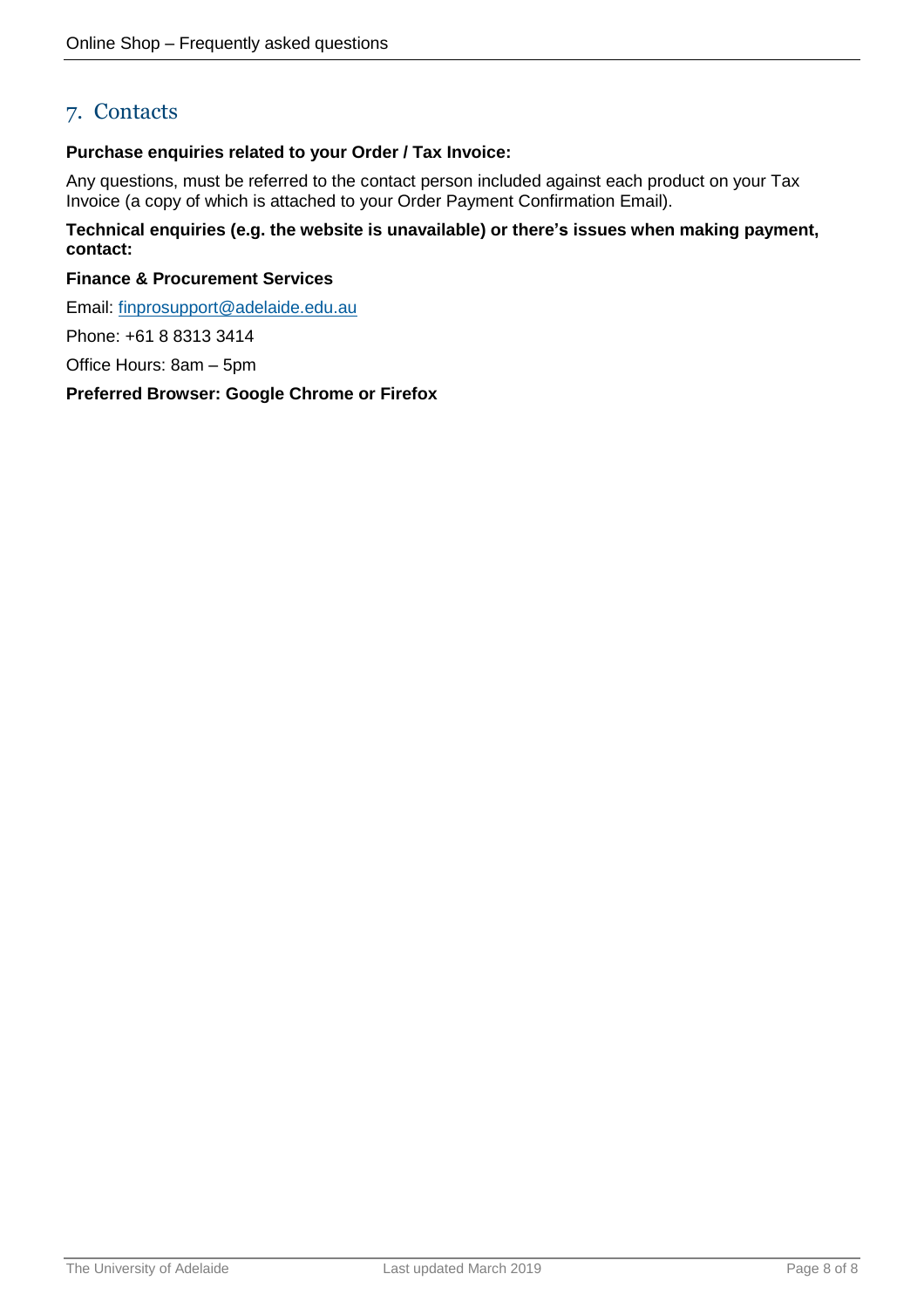## 7. Contacts

**Purchase enquiries related to your Order / Tax Invoice:**

Any questions, must be referred to the contact person included against each product on your Tax Invoice (a copy of which is attached to your Order Payment Confirmation Email).

**Technical enquiries (e.g. the website is unavailable) or there's issues when making payment, contact:**

**Finance & Procurement Services**

Email: finprosupport@adelaide.edu.au

Phone: +61 8 8313 3414

Office Hours: 8am – 5pm

**Preferred Browser: Google Chrome or Firefox**